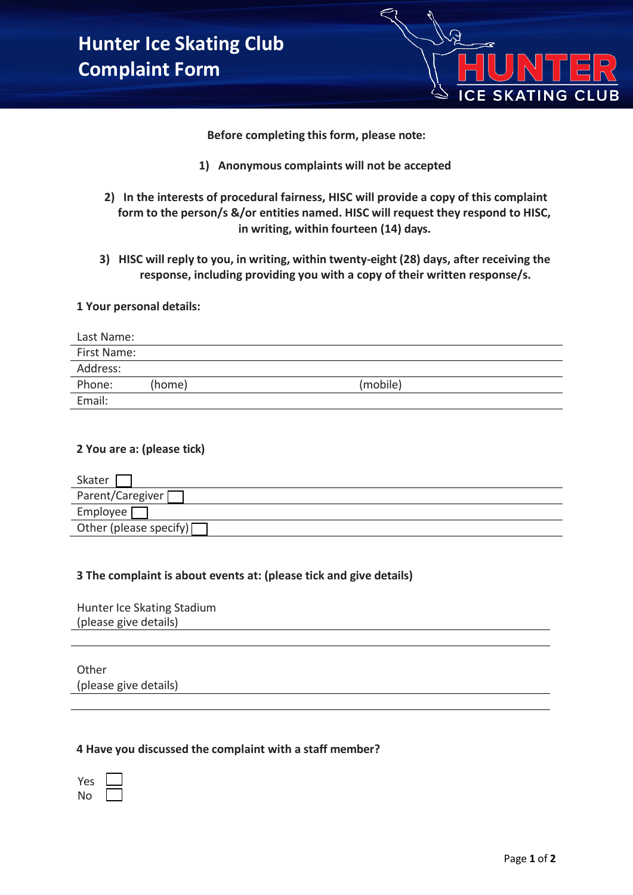# Hunter Ice Skating Club Complaint Form

**Before completing this form, please note:**

1) **Anonymous complaints will not be accepted**

2) **In the interests of procedural fairness, HISC will provide a copy of this complaint form to the person/s &/or entities named. HISC will request they respond to HISC, in writing, within fourteen (14) days.**

3) **HISC will reply to you, in writing, within twenty-eight (28) days, after receiving the response, including providing you with a copy of their written response/s.**

**1 Your personal details:**

Last Name:

First Name:

Address:

Phone: (home) (mobile)

Email:

**2 You are a: (please tick)**

Skater ☐

Parent/Caregiver ☐

Employee ☐

Other (please specify) ☐

**3 The complaint is about events at: (please tick and give details)**

Hunter Ice Skating Stadium
(please give details)

Other
(please give details)

**4 Have you discussed the complaint with a staff member?**

Yes ☐

No ☐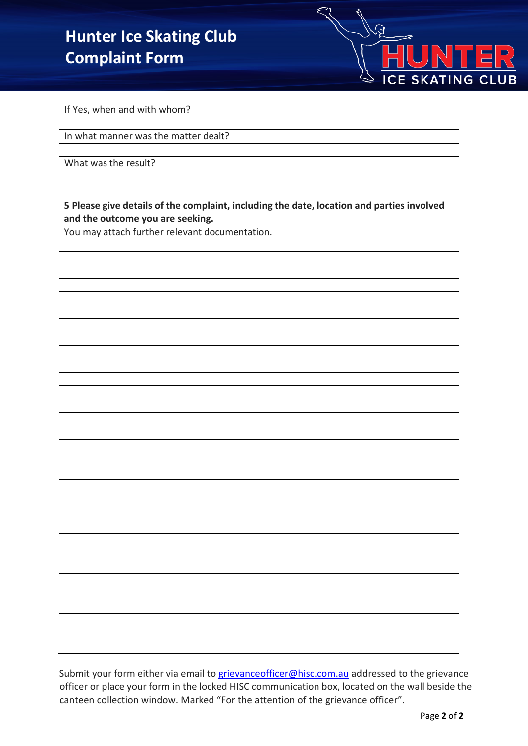If Yes, when and with whom?

In what manner was the matter dealt?

What was the result?

**5 Please give details of the complaint, including the date, location and parties involved and the outcome you are seeking.**

You may attach further relevant documentation.

Submit your form either via email to grievanceofficer@hisc.com.au addressed to the grievance officer or place your form in the locked HISC communication box, located on the wall beside the canteen collection window. Marked "For the attention of the grievance officer".